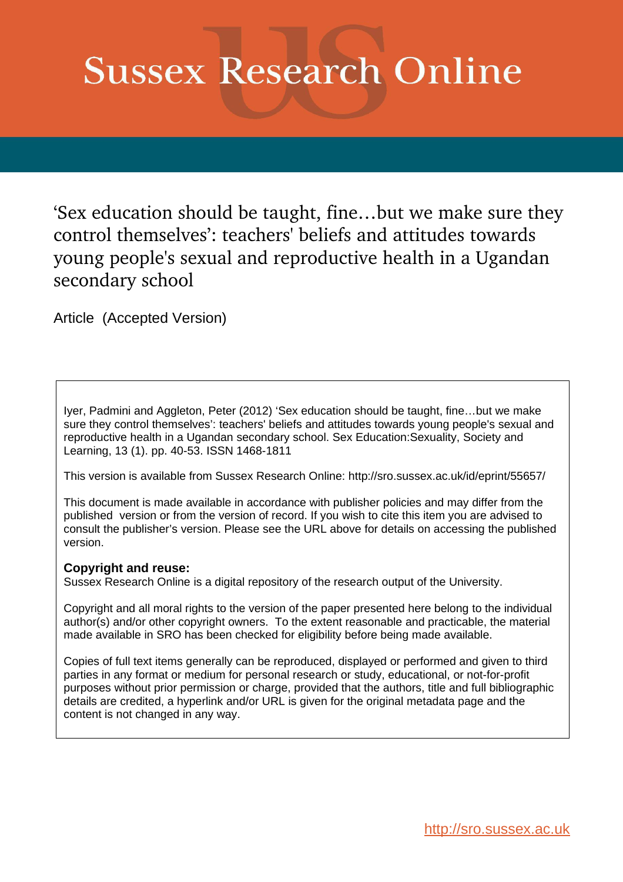# Sussex Research Online

## ‘Sex education should be taught, fine…but we make sure they control themselves’: teachers' beliefs and attitudes towards young people's sexual and reproductive health in a Ugandan secondary school

Article (Accepted Version)

Iyer, Padmini and Aggleton, Peter (2012) ‘Sex education should be taught, fine…but we make sure they control themselves’: teachers' beliefs and attitudes towards young people's sexual and reproductive health in a Ugandan secondary school. Sex Education:Sexuality, Society and Learning, 13 (1). pp. 40-53. ISSN 1468-1811

This version is available from Sussex Research Online: http://sro.sussex.ac.uk/id/eprint/55657/

This document is made available in accordance with publisher policies and may differ from the published version or from the version of record. If you wish to cite this item you are advised to consult the publisher’s version. Please see the URL above for details on accessing the published version.

**Copyright and reuse:**
Sussex Research Online is a digital repository of the research output of the University.

Copyright and all moral rights to the version of the paper presented here belong to the individual author(s) and/or other copyright owners. To the extent reasonable and practicable, the material made available in SRO has been checked for eligibility before being made available.

Copies of full text items generally can be reproduced, displayed or performed and given to third parties in any format or medium for personal research or study, educational, or not-for-profit purposes without prior permission or charge, provided that the authors, title and full bibliographic details are credited, a hyperlink and/or URL is given for the original metadata page and the content is not changed in any way.

http://sro.sussex.ac.uk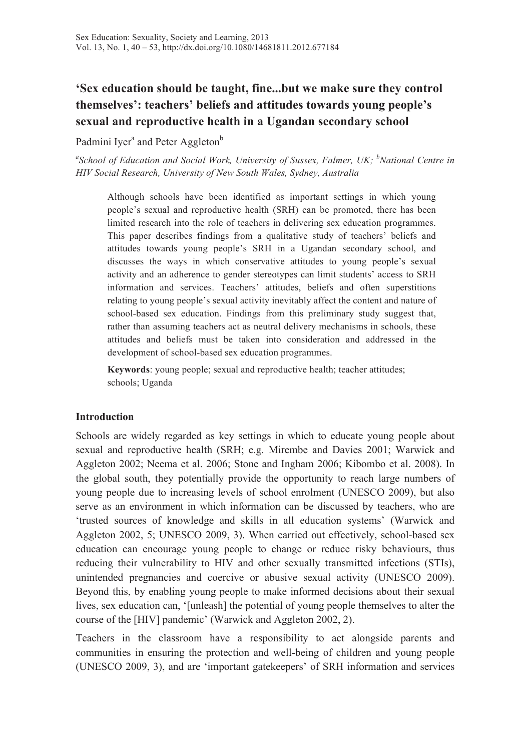# 'Sex education should be taught, fine...but we make sure they control themselves': teachers' beliefs and attitudes towards young people's sexual and reproductive health in a Ugandan secondary school

Padmini Iyer[a] and Peter Aggleton[b]

[a]*School of Education and Social Work, University of Sussex, Falmer, UK;* [b]*National Centre in HIV Social Research, University of New South Wales, Sydney, Australia*

Although schools have been identified as important settings in which young people's sexual and reproductive health (SRH) can be promoted, there has been limited research into the role of teachers in delivering sex education programmes. This paper describes findings from a qualitative study of teachers' beliefs and attitudes towards young people's SRH in a Ugandan secondary school, and discusses the ways in which conservative attitudes to young people's sexual activity and an adherence to gender stereotypes can limit students' access to SRH information and services. Teachers' attitudes, beliefs and often superstitions relating to young people's sexual activity inevitably affect the content and nature of school-based sex education. Findings from this preliminary study suggest that, rather than assuming teachers act as neutral delivery mechanisms in schools, these attitudes and beliefs must be taken into consideration and addressed in the development of school-based sex education programmes.

**Keywords**: young people; sexual and reproductive health; teacher attitudes; schools; Uganda

## Introduction

Schools are widely regarded as key settings in which to educate young people about sexual and reproductive health (SRH; e.g. Mirembe and Davies 2001; Warwick and Aggleton 2002; Neema et al. 2006; Stone and Ingham 2006; Kibombo et al. 2008). In the global south, they potentially provide the opportunity to reach large numbers of young people due to increasing levels of school enrolment (UNESCO 2009), but also serve as an environment in which information can be discussed by teachers, who are 'trusted sources of knowledge and skills in all education systems' (Warwick and Aggleton 2002, 5; UNESCO 2009, 3). When carried out effectively, school-based sex education can encourage young people to change or reduce risky behaviours, thus reducing their vulnerability to HIV and other sexually transmitted infections (STIs), unintended pregnancies and coercive or abusive sexual activity (UNESCO 2009). Beyond this, by enabling young people to make informed decisions about their sexual lives, sex education can, '[unleash] the potential of young people themselves to alter the course of the [HIV] pandemic' (Warwick and Aggleton 2002, 2).

Teachers in the classroom have a responsibility to act alongside parents and communities in ensuring the protection and well-being of children and young people (UNESCO 2009, 3), and are 'important gatekeepers' of SRH information and services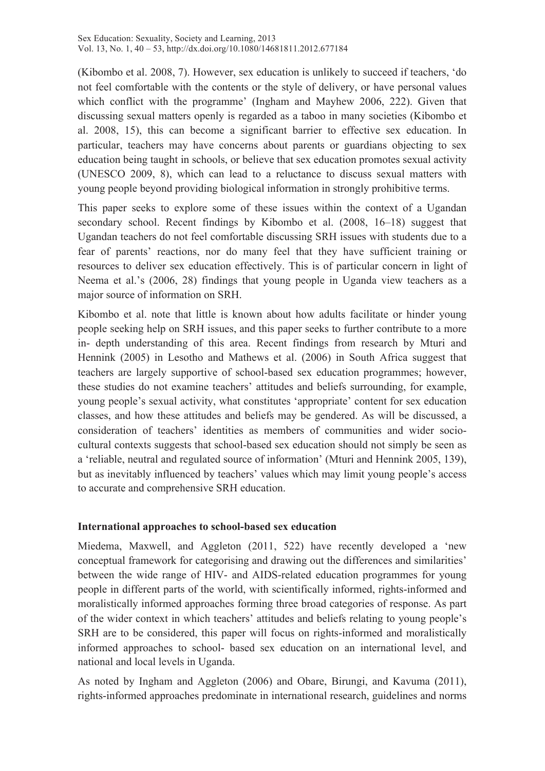(Kibombo et al. 2008, 7). However, sex education is unlikely to succeed if teachers, 'do not feel comfortable with the contents or the style of delivery, or have personal values which conflict with the programme' (Ingham and Mayhew 2006, 222). Given that discussing sexual matters openly is regarded as a taboo in many societies (Kibombo et al. 2008, 15), this can become a significant barrier to effective sex education. In particular, teachers may have concerns about parents or guardians objecting to sex education being taught in schools, or believe that sex education promotes sexual activity (UNESCO 2009, 8), which can lead to a reluctance to discuss sexual matters with young people beyond providing biological information in strongly prohibitive terms.

This paper seeks to explore some of these issues within the context of a Ugandan secondary school. Recent findings by Kibombo et al. (2008, 16–18) suggest that Ugandan teachers do not feel comfortable discussing SRH issues with students due to a fear of parents' reactions, nor do many feel that they have sufficient training or resources to deliver sex education effectively. This is of particular concern in light of Neema et al.'s (2006, 28) findings that young people in Uganda view teachers as a major source of information on SRH.

Kibombo et al. note that little is known about how adults facilitate or hinder young people seeking help on SRH issues, and this paper seeks to further contribute to a more in- depth understanding of this area. Recent findings from research by Mturi and Hennink (2005) in Lesotho and Mathews et al. (2006) in South Africa suggest that teachers are largely supportive of school-based sex education programmes; however, these studies do not examine teachers' attitudes and beliefs surrounding, for example, young people's sexual activity, what constitutes 'appropriate' content for sex education classes, and how these attitudes and beliefs may be gendered. As will be discussed, a consideration of teachers' identities as members of communities and wider socio-cultural contexts suggests that school-based sex education should not simply be seen as a 'reliable, neutral and regulated source of information' (Mturi and Hennink 2005, 139), but as inevitably influenced by teachers' values which may limit young people's access to accurate and comprehensive SRH education.

## International approaches to school-based sex education

Miedema, Maxwell, and Aggleton (2011, 522) have recently developed a 'new conceptual framework for categorising and drawing out the differences and similarities' between the wide range of HIV- and AIDS-related education programmes for young people in different parts of the world, with scientifically informed, rights-informed and moralistically informed approaches forming three broad categories of response. As part of the wider context in which teachers' attitudes and beliefs relating to young people's SRH are to be considered, this paper will focus on rights-informed and moralistically informed approaches to school- based sex education on an international level, and national and local levels in Uganda.

As noted by Ingham and Aggleton (2006) and Obare, Birungi, and Kavuma (2011), rights-informed approaches predominate in international research, guidelines and norms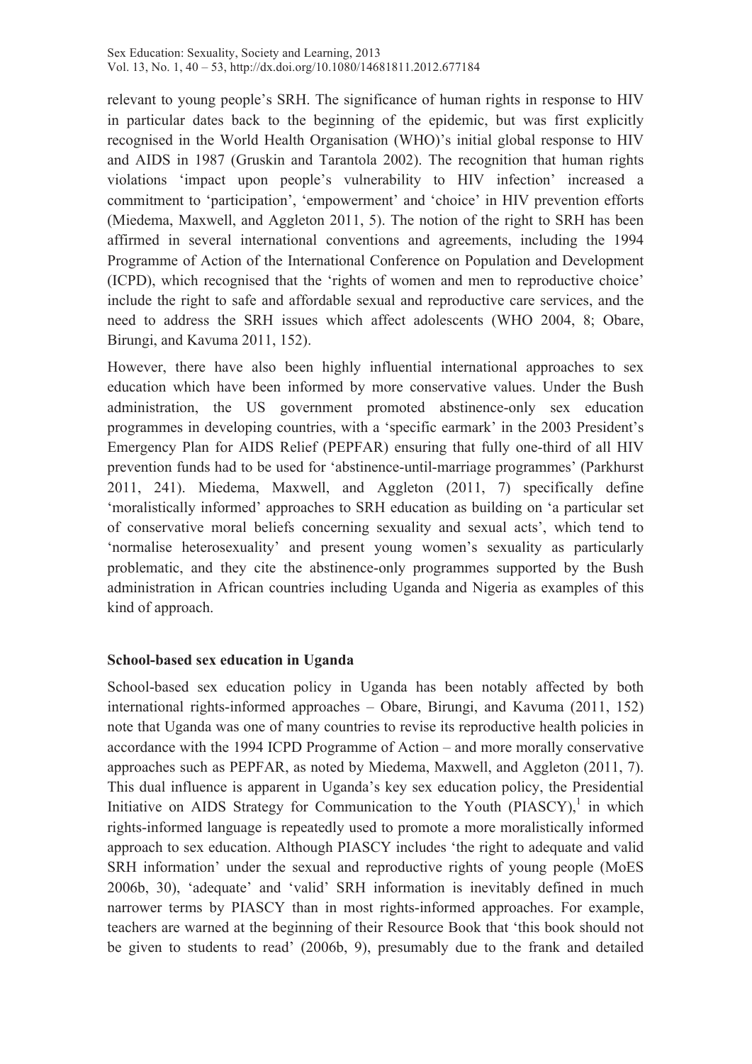relevant to young people's SRH. The significance of human rights in response to HIV in particular dates back to the beginning of the epidemic, but was first explicitly recognised in the World Health Organisation (WHO)'s initial global response to HIV and AIDS in 1987 (Gruskin and Tarantola 2002). The recognition that human rights violations 'impact upon people's vulnerability to HIV infection' increased a commitment to 'participation', 'empowerment' and 'choice' in HIV prevention efforts (Miedema, Maxwell, and Aggleton 2011, 5). The notion of the right to SRH has been affirmed in several international conventions and agreements, including the 1994 Programme of Action of the International Conference on Population and Development (ICPD), which recognised that the 'rights of women and men to reproductive choice' include the right to safe and affordable sexual and reproductive care services, and the need to address the SRH issues which affect adolescents (WHO 2004, 8; Obare, Birungi, and Kavuma 2011, 152).

However, there have also been highly influential international approaches to sex education which have been informed by more conservative values. Under the Bush administration, the US government promoted abstinence-only sex education programmes in developing countries, with a 'specific earmark' in the 2003 President's Emergency Plan for AIDS Relief (PEPFAR) ensuring that fully one-third of all HIV prevention funds had to be used for 'abstinence-until-marriage programmes' (Parkhurst 2011, 241). Miedema, Maxwell, and Aggleton (2011, 7) specifically define 'moralistically informed' approaches to SRH education as building on 'a particular set of conservative moral beliefs concerning sexuality and sexual acts', which tend to 'normalise heterosexuality' and present young women's sexuality as particularly problematic, and they cite the abstinence-only programmes supported by the Bush administration in African countries including Uganda and Nigeria as examples of this kind of approach.

**School-based sex education in Uganda**

School-based sex education policy in Uganda has been notably affected by both international rights-informed approaches – Obare, Birungi, and Kavuma (2011, 152) note that Uganda was one of many countries to revise its reproductive health policies in accordance with the 1994 ICPD Programme of Action – and more morally conservative approaches such as PEPFAR, as noted by Miedema, Maxwell, and Aggleton (2011, 7). This dual influence is apparent in Uganda's key sex education policy, the Presidential Initiative on AIDS Strategy for Communication to the Youth (PIASCY),[1] in which rights-informed language is repeatedly used to promote a more moralistically informed approach to sex education. Although PIASCY includes 'the right to adequate and valid SRH information' under the sexual and reproductive rights of young people (MoES 2006b, 30), 'adequate' and 'valid' SRH information is inevitably defined in much narrower terms by PIASCY than in most rights-informed approaches. For example, teachers are warned at the beginning of their Resource Book that 'this book should not be given to students to read' (2006b, 9), presumably due to the frank and detailed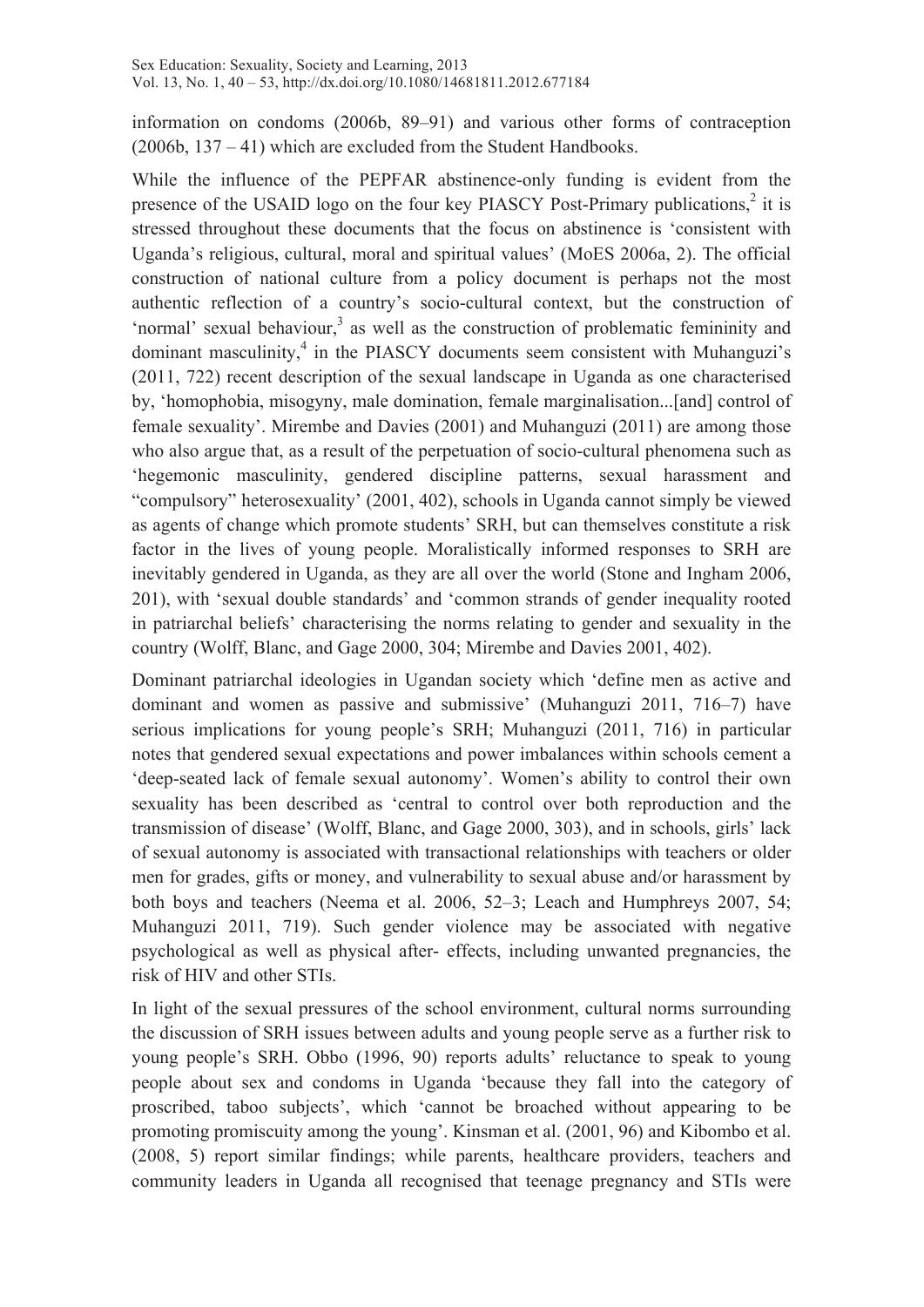information on condoms (2006b, 89–91) and various other forms of contraception (2006b, 137 – 41) which are excluded from the Student Handbooks.

While the influence of the PEPFAR abstinence-only funding is evident from the presence of the USAID logo on the four key PIASCY Post-Primary publications,[2] it is stressed throughout these documents that the focus on abstinence is 'consistent with Uganda's religious, cultural, moral and spiritual values' (MoES 2006a, 2). The official construction of national culture from a policy document is perhaps not the most authentic reflection of a country's socio-cultural context, but the construction of 'normal' sexual behaviour,[3] as well as the construction of problematic femininity and dominant masculinity,[4] in the PIASCY documents seem consistent with Muhanguzi's (2011, 722) recent description of the sexual landscape in Uganda as one characterised by, 'homophobia, misogyny, male domination, female marginalisation...[and] control of female sexuality'. Mirembe and Davies (2001) and Muhanguzi (2011) are among those who also argue that, as a result of the perpetuation of socio-cultural phenomena such as 'hegemonic masculinity, gendered discipline patterns, sexual harassment and "compulsory" heterosexuality' (2001, 402), schools in Uganda cannot simply be viewed as agents of change which promote students' SRH, but can themselves constitute a risk factor in the lives of young people. Moralistically informed responses to SRH are inevitably gendered in Uganda, as they are all over the world (Stone and Ingham 2006, 201), with 'sexual double standards' and 'common strands of gender inequality rooted in patriarchal beliefs' characterising the norms relating to gender and sexuality in the country (Wolff, Blanc, and Gage 2000, 304; Mirembe and Davies 2001, 402).

Dominant patriarchal ideologies in Ugandan society which 'define men as active and dominant and women as passive and submissive' (Muhanguzi 2011, 716–7) have serious implications for young people's SRH; Muhanguzi (2011, 716) in particular notes that gendered sexual expectations and power imbalances within schools cement a 'deep-seated lack of female sexual autonomy'. Women's ability to control their own sexuality has been described as 'central to control over both reproduction and the transmission of disease' (Wolff, Blanc, and Gage 2000, 303), and in schools, girls' lack of sexual autonomy is associated with transactional relationships with teachers or older men for grades, gifts or money, and vulnerability to sexual abuse and/or harassment by both boys and teachers (Neema et al. 2006, 52–3; Leach and Humphreys 2007, 54; Muhanguzi 2011, 719). Such gender violence may be associated with negative psychological as well as physical after- effects, including unwanted pregnancies, the risk of HIV and other STIs.

In light of the sexual pressures of the school environment, cultural norms surrounding the discussion of SRH issues between adults and young people serve as a further risk to young people's SRH. Obbo (1996, 90) reports adults' reluctance to speak to young people about sex and condoms in Uganda 'because they fall into the category of proscribed, taboo subjects', which 'cannot be broached without appearing to be promoting promiscuity among the young'. Kinsman et al. (2001, 96) and Kibombo et al. (2008, 5) report similar findings; while parents, healthcare providers, teachers and community leaders in Uganda all recognised that teenage pregnancy and STIs were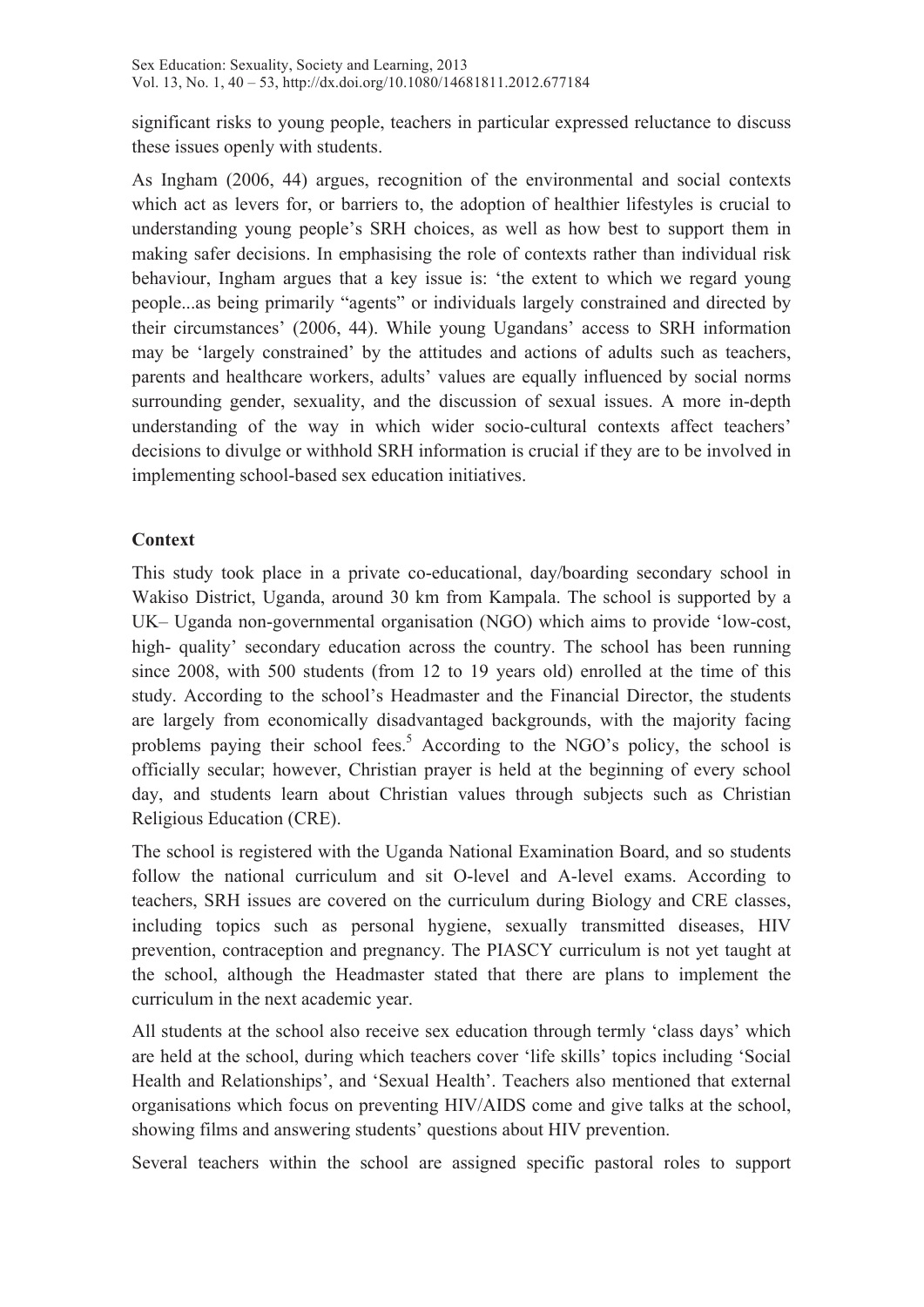significant risks to young people, teachers in particular expressed reluctance to discuss these issues openly with students.

As Ingham (2006, 44) argues, recognition of the environmental and social contexts which act as levers for, or barriers to, the adoption of healthier lifestyles is crucial to understanding young people's SRH choices, as well as how best to support them in making safer decisions. In emphasising the role of contexts rather than individual risk behaviour, Ingham argues that a key issue is: 'the extent to which we regard young people...as being primarily "agents" or individuals largely constrained and directed by their circumstances' (2006, 44). While young Ugandans' access to SRH information may be 'largely constrained' by the attitudes and actions of adults such as teachers, parents and healthcare workers, adults' values are equally influenced by social norms surrounding gender, sexuality, and the discussion of sexual issues. A more in-depth understanding of the way in which wider socio-cultural contexts affect teachers' decisions to divulge or withhold SRH information is crucial if they are to be involved in implementing school-based sex education initiatives.

## Context

This study took place in a private co-educational, day/boarding secondary school in Wakiso District, Uganda, around 30 km from Kampala. The school is supported by a UK– Uganda non-governmental organisation (NGO) which aims to provide 'low-cost, high- quality' secondary education across the country. The school has been running since 2008, with 500 students (from 12 to 19 years old) enrolled at the time of this study. According to the school's Headmaster and the Financial Director, the students are largely from economically disadvantaged backgrounds, with the majority facing problems paying their school fees.[5] According to the NGO's policy, the school is officially secular; however, Christian prayer is held at the beginning of every school day, and students learn about Christian values through subjects such as Christian Religious Education (CRE).

The school is registered with the Uganda National Examination Board, and so students follow the national curriculum and sit O-level and A-level exams. According to teachers, SRH issues are covered on the curriculum during Biology and CRE classes, including topics such as personal hygiene, sexually transmitted diseases, HIV prevention, contraception and pregnancy. The PIASCY curriculum is not yet taught at the school, although the Headmaster stated that there are plans to implement the curriculum in the next academic year.

All students at the school also receive sex education through termly 'class days' which are held at the school, during which teachers cover 'life skills' topics including 'Social Health and Relationships', and 'Sexual Health'. Teachers also mentioned that external organisations which focus on preventing HIV/AIDS come and give talks at the school, showing films and answering students' questions about HIV prevention.

Several teachers within the school are assigned specific pastoral roles to support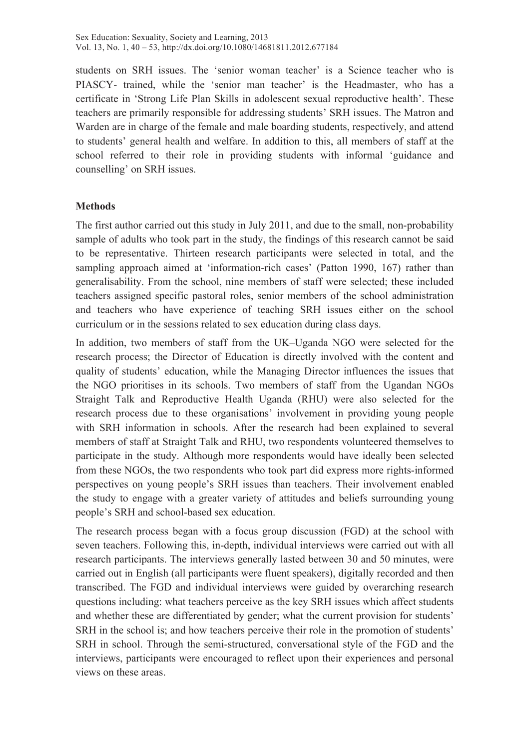students on SRH issues. The 'senior woman teacher' is a Science teacher who is PIASCY- trained, while the 'senior man teacher' is the Headmaster, who has a certificate in 'Strong Life Plan Skills in adolescent sexual reproductive health'. These teachers are primarily responsible for addressing students' SRH issues. The Matron and Warden are in charge of the female and male boarding students, respectively, and attend to students' general health and welfare. In addition to this, all members of staff at the school referred to their role in providing students with informal 'guidance and counselling' on SRH issues.

## Methods

The first author carried out this study in July 2011, and due to the small, non-probability sample of adults who took part in the study, the findings of this research cannot be said to be representative. Thirteen research participants were selected in total, and the sampling approach aimed at 'information-rich cases' (Patton 1990, 167) rather than generalisability. From the school, nine members of staff were selected; these included teachers assigned specific pastoral roles, senior members of the school administration and teachers who have experience of teaching SRH issues either on the school curriculum or in the sessions related to sex education during class days.

In addition, two members of staff from the UK–Uganda NGO were selected for the research process; the Director of Education is directly involved with the content and quality of students' education, while the Managing Director influences the issues that the NGO prioritises in its schools. Two members of staff from the Ugandan NGOs Straight Talk and Reproductive Health Uganda (RHU) were also selected for the research process due to these organisations' involvement in providing young people with SRH information in schools. After the research had been explained to several members of staff at Straight Talk and RHU, two respondents volunteered themselves to participate in the study. Although more respondents would have ideally been selected from these NGOs, the two respondents who took part did express more rights-informed perspectives on young people's SRH issues than teachers. Their involvement enabled the study to engage with a greater variety of attitudes and beliefs surrounding young people's SRH and school-based sex education.

The research process began with a focus group discussion (FGD) at the school with seven teachers. Following this, in-depth, individual interviews were carried out with all research participants. The interviews generally lasted between 30 and 50 minutes, were carried out in English (all participants were fluent speakers), digitally recorded and then transcribed. The FGD and individual interviews were guided by overarching research questions including: what teachers perceive as the key SRH issues which affect students and whether these are differentiated by gender; what the current provision for students' SRH in the school is; and how teachers perceive their role in the promotion of students' SRH in school. Through the semi-structured, conversational style of the FGD and the interviews, participants were encouraged to reflect upon their experiences and personal views on these areas.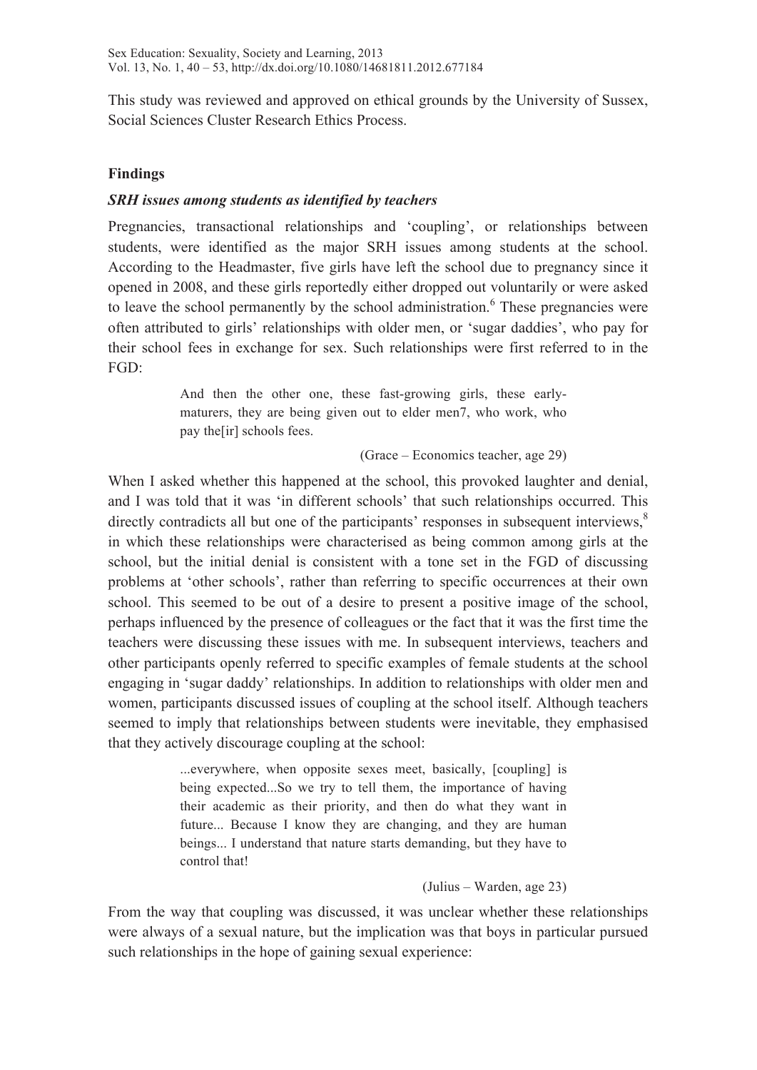This study was reviewed and approved on ethical grounds by the University of Sussex, Social Sciences Cluster Research Ethics Process.

## Findings

### *SRH issues among students as identified by teachers*

Pregnancies, transactional relationships and 'coupling', or relationships between students, were identified as the major SRH issues among students at the school. According to the Headmaster, five girls have left the school due to pregnancy since it opened in 2008, and these girls reportedly either dropped out voluntarily or were asked to leave the school permanently by the school administration.[6] These pregnancies were often attributed to girls' relationships with older men, or 'sugar daddies', who pay for their school fees in exchange for sex. Such relationships were first referred to in the FGD:

> And then the other one, these fast-growing girls, these early-maturers, they are being given out to elder men7, who work, who pay the[ir] schools fees.
>
> (Grace – Economics teacher, age 29)

When I asked whether this happened at the school, this provoked laughter and denial, and I was told that it was 'in different schools' that such relationships occurred. This directly contradicts all but one of the participants' responses in subsequent interviews,[8] in which these relationships were characterised as being common among girls at the school, but the initial denial is consistent with a tone set in the FGD of discussing problems at 'other schools', rather than referring to specific occurrences at their own school. This seemed to be out of a desire to present a positive image of the school, perhaps influenced by the presence of colleagues or the fact that it was the first time the teachers were discussing these issues with me. In subsequent interviews, teachers and other participants openly referred to specific examples of female students at the school engaging in 'sugar daddy' relationships. In addition to relationships with older men and women, participants discussed issues of coupling at the school itself. Although teachers seemed to imply that relationships between students were inevitable, they emphasised that they actively discourage coupling at the school:

> ...everywhere, when opposite sexes meet, basically, [coupling] is being expected...So we try to tell them, the importance of having their academic as their priority, and then do what they want in future... Because I know they are changing, and they are human beings... I understand that nature starts demanding, but they have to control that!
>
> (Julius – Warden, age 23)

From the way that coupling was discussed, it was unclear whether these relationships were always of a sexual nature, but the implication was that boys in particular pursued such relationships in the hope of gaining sexual experience: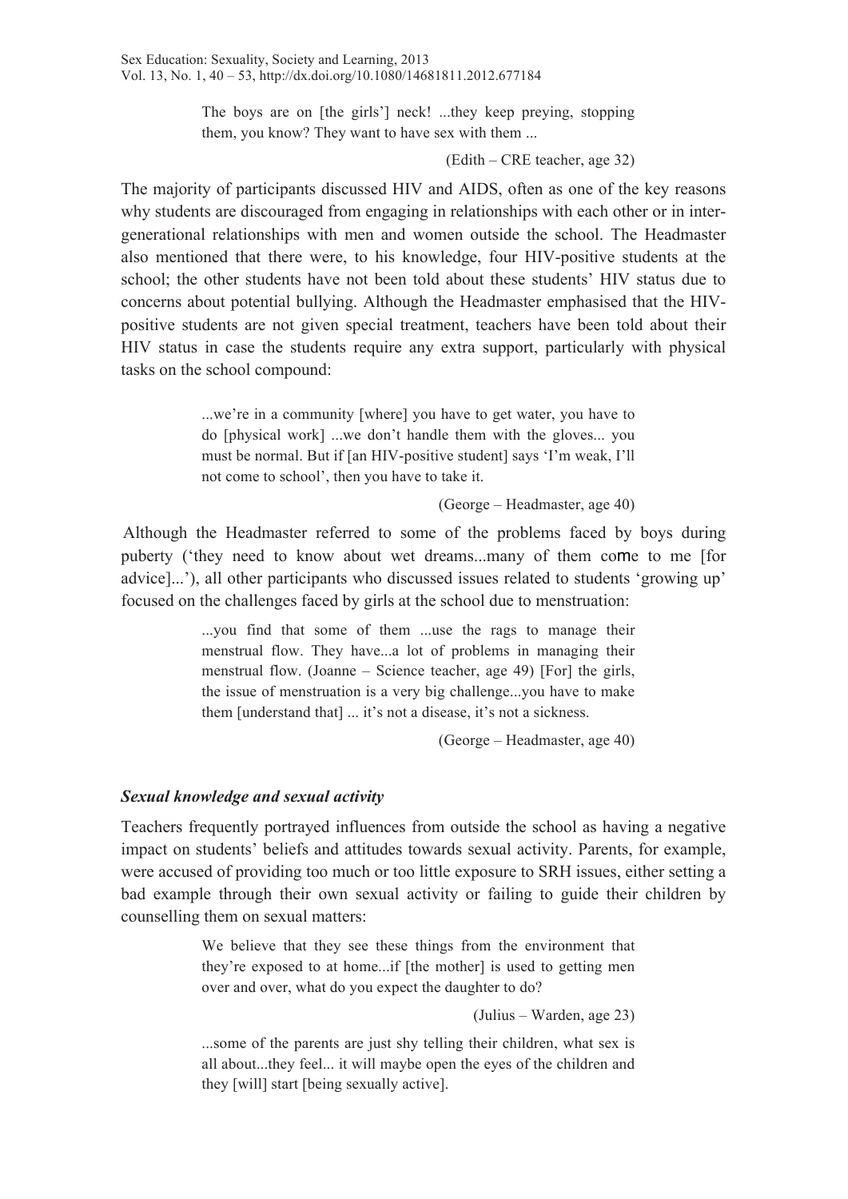> The boys are on [the girls'] neck! ...they keep preying, stopping them, you know? They want to have sex with them ...
>
> (Edith – CRE teacher, age 32)

The majority of participants discussed HIV and AIDS, often as one of the key reasons why students are discouraged from engaging in relationships with each other or in inter-generational relationships with men and women outside the school. The Headmaster also mentioned that there were, to his knowledge, four HIV-positive students at the school; the other students have not been told about these students' HIV status due to concerns about potential bullying. Although the Headmaster emphasised that the HIV-positive students are not given special treatment, teachers have been told about their HIV status in case the students require any extra support, particularly with physical tasks on the school compound:

> ...we're in a community [where] you have to get water, you have to do [physical work] ...we don't handle them with the gloves... you must be normal. But if [an HIV-positive student] says 'I'm weak, I'll not come to school', then you have to take it.
>
> (George – Headmaster, age 40)

Although the Headmaster referred to some of the problems faced by boys during puberty ('they need to know about wet dreams...many of them come to me [for advice]...'), all other participants who discussed issues related to students 'growing up' focused on the challenges faced by girls at the school due to menstruation:

> ...you find that some of them ...use the rags to manage their menstrual flow. They have...a lot of problems in managing their menstrual flow. (Joanne – Science teacher, age 49) [For] the girls, the issue of menstruation is a very big challenge...you have to make them [understand that] ... it's not a disease, it's not a sickness.
>
> (George – Headmaster, age 40)

### *Sexual knowledge and sexual activity*

Teachers frequently portrayed influences from outside the school as having a negative impact on students' beliefs and attitudes towards sexual activity. Parents, for example, were accused of providing too much or too little exposure to SRH issues, either setting a bad example through their own sexual activity or failing to guide their children by counselling them on sexual matters:

> We believe that they see these things from the environment that they're exposed to at home...if [the mother] is used to getting men over and over, what do you expect the daughter to do?
>
> (Julius – Warden, age 23)

> ...some of the parents are just shy telling their children, what sex is all about...they feel... it will maybe open the eyes of the children and they [will] start [being sexually active].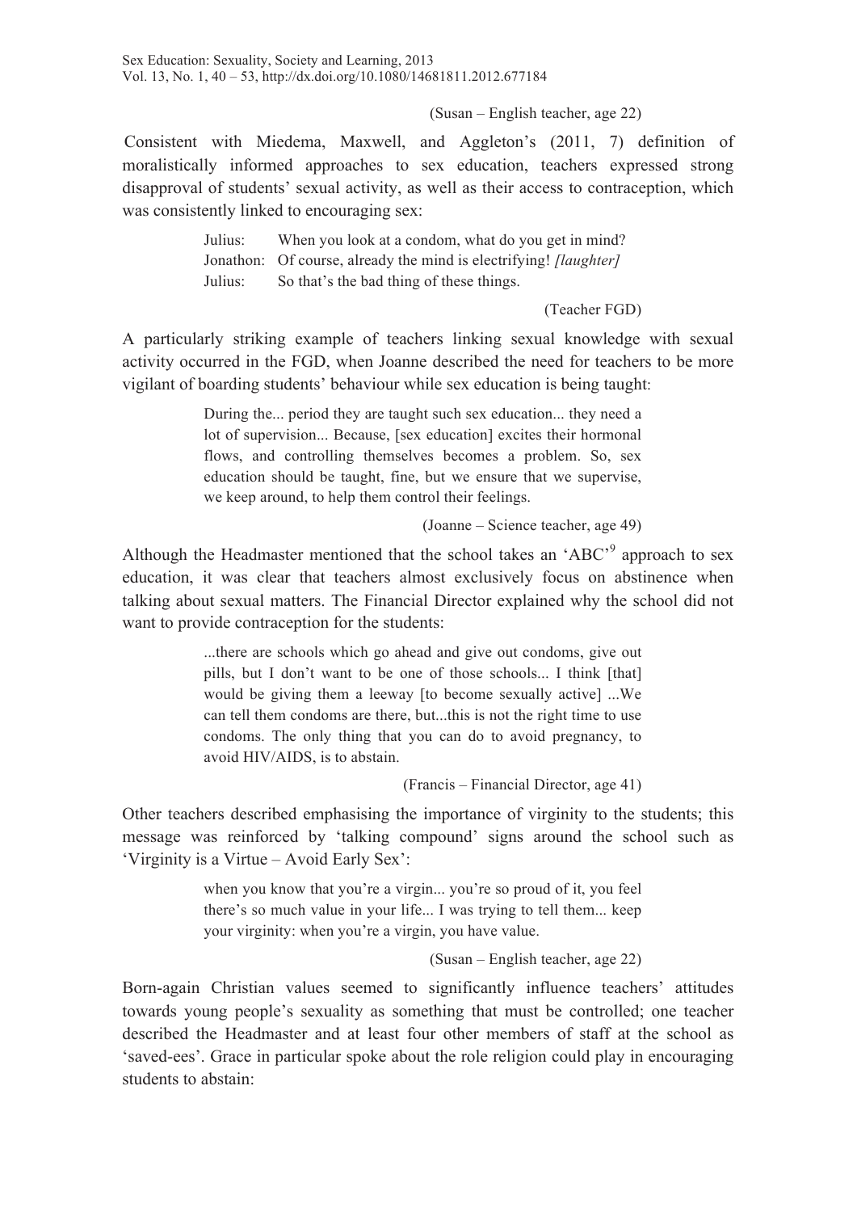(Susan – English teacher, age 22)

Consistent with Miedema, Maxwell, and Aggleton's (2011, 7) definition of moralistically informed approaches to sex education, teachers expressed strong disapproval of students' sexual activity, as well as their access to contraception, which was consistently linked to encouraging sex:

> Julius: When you look at a condom, what do you get in mind?
> Jonathon: Of course, already the mind is electrifying! *[laughter]*
> Julius: So that's the bad thing of these things.
>
> (Teacher FGD)

A particularly striking example of teachers linking sexual knowledge with sexual activity occurred in the FGD, when Joanne described the need for teachers to be more vigilant of boarding students' behaviour while sex education is being taught:

> During the... period they are taught such sex education... they need a lot of supervision... Because, [sex education] excites their hormonal flows, and controlling themselves becomes a problem. So, sex education should be taught, fine, but we ensure that we supervise, we keep around, to help them control their feelings.
>
> (Joanne – Science teacher, age 49)

Although the Headmaster mentioned that the school takes an 'ABC'[9] approach to sex education, it was clear that teachers almost exclusively focus on abstinence when talking about sexual matters. The Financial Director explained why the school did not want to provide contraception for the students:

> ...there are schools which go ahead and give out condoms, give out pills, but I don't want to be one of those schools... I think [that] would be giving them a leeway [to become sexually active] ...We can tell them condoms are there, but...this is not the right time to use condoms. The only thing that you can do to avoid pregnancy, to avoid HIV/AIDS, is to abstain.
>
> (Francis – Financial Director, age 41)

Other teachers described emphasising the importance of virginity to the students; this message was reinforced by 'talking compound' signs around the school such as 'Virginity is a Virtue – Avoid Early Sex':

> when you know that you're a virgin... you're so proud of it, you feel there's so much value in your life... I was trying to tell them... keep your virginity: when you're a virgin, you have value.
>
> (Susan – English teacher, age 22)

Born-again Christian values seemed to significantly influence teachers' attitudes towards young people's sexuality as something that must be controlled; one teacher described the Headmaster and at least four other members of staff at the school as 'saved-ees'. Grace in particular spoke about the role religion could play in encouraging students to abstain: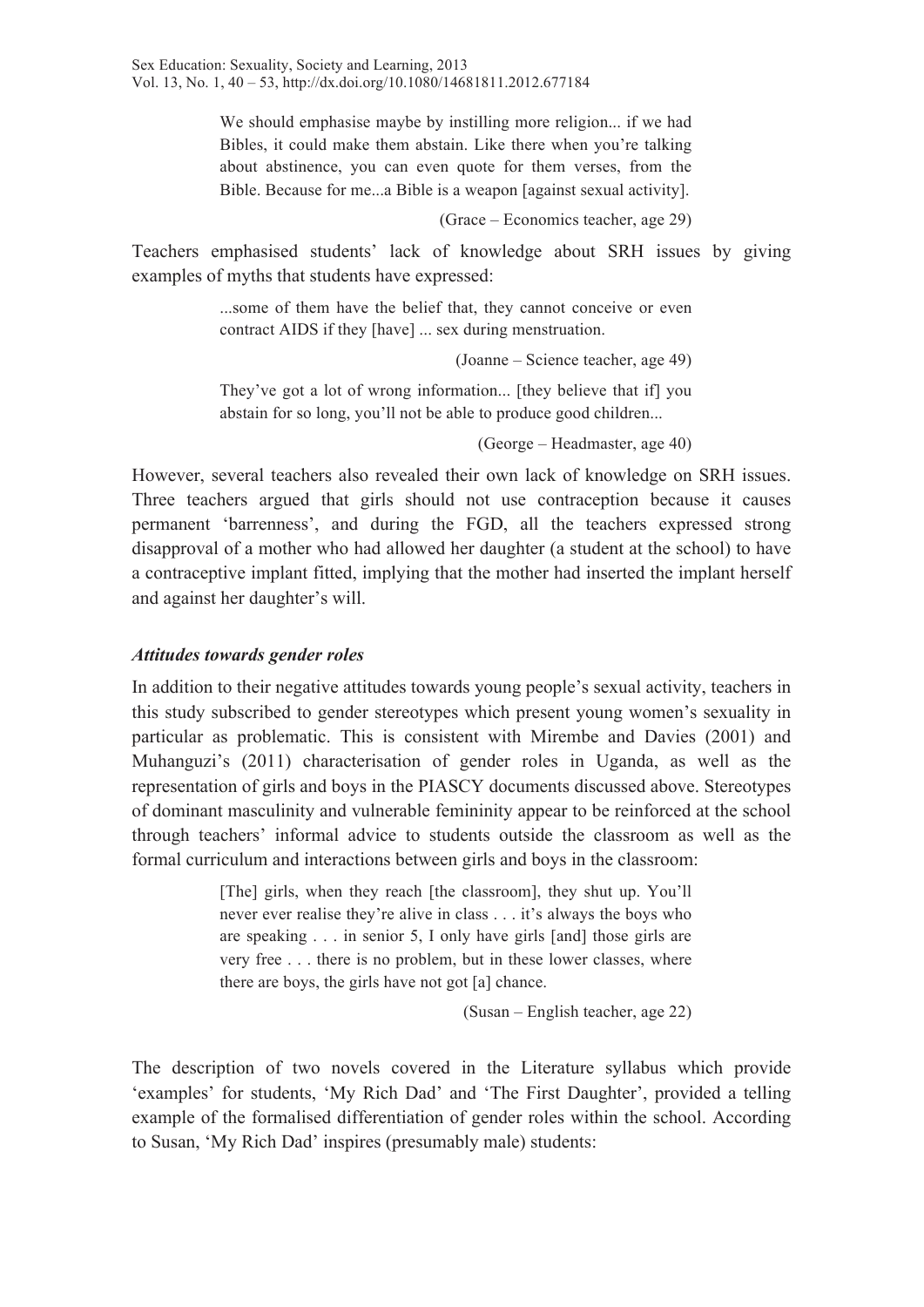> We should emphasise maybe by instilling more religion... if we had Bibles, it could make them abstain. Like there when you're talking about abstinence, you can even quote for them verses, from the Bible. Because for me...a Bible is a weapon [against sexual activity].
>
> (Grace – Economics teacher, age 29)

Teachers emphasised students' lack of knowledge about SRH issues by giving examples of myths that students have expressed:

> ...some of them have the belief that, they cannot conceive or even contract AIDS if they [have] ... sex during menstruation.
>
> (Joanne – Science teacher, age 49)

> They've got a lot of wrong information... [they believe that if] you abstain for so long, you'll not be able to produce good children...
>
> (George – Headmaster, age 40)

However, several teachers also revealed their own lack of knowledge on SRH issues. Three teachers argued that girls should not use contraception because it causes permanent 'barrenness', and during the FGD, all the teachers expressed strong disapproval of a mother who had allowed her daughter (a student at the school) to have a contraceptive implant fitted, implying that the mother had inserted the implant herself and against her daughter's will.

### *Attitudes towards gender roles*

In addition to their negative attitudes towards young people's sexual activity, teachers in this study subscribed to gender stereotypes which present young women's sexuality in particular as problematic. This is consistent with Mirembe and Davies (2001) and Muhanguzi's (2011) characterisation of gender roles in Uganda, as well as the representation of girls and boys in the PIASCY documents discussed above. Stereotypes of dominant masculinity and vulnerable femininity appear to be reinforced at the school through teachers' informal advice to students outside the classroom as well as the formal curriculum and interactions between girls and boys in the classroom:

> [The] girls, when they reach [the classroom], they shut up. You'll never ever realise they're alive in class . . . it's always the boys who are speaking . . . in senior 5, I only have girls [and] those girls are very free . . . there is no problem, but in these lower classes, where there are boys, the girls have not got [a] chance.
>
> (Susan – English teacher, age 22)

The description of two novels covered in the Literature syllabus which provide 'examples' for students, 'My Rich Dad' and 'The First Daughter', provided a telling example of the formalised differentiation of gender roles within the school. According to Susan, 'My Rich Dad' inspires (presumably male) students: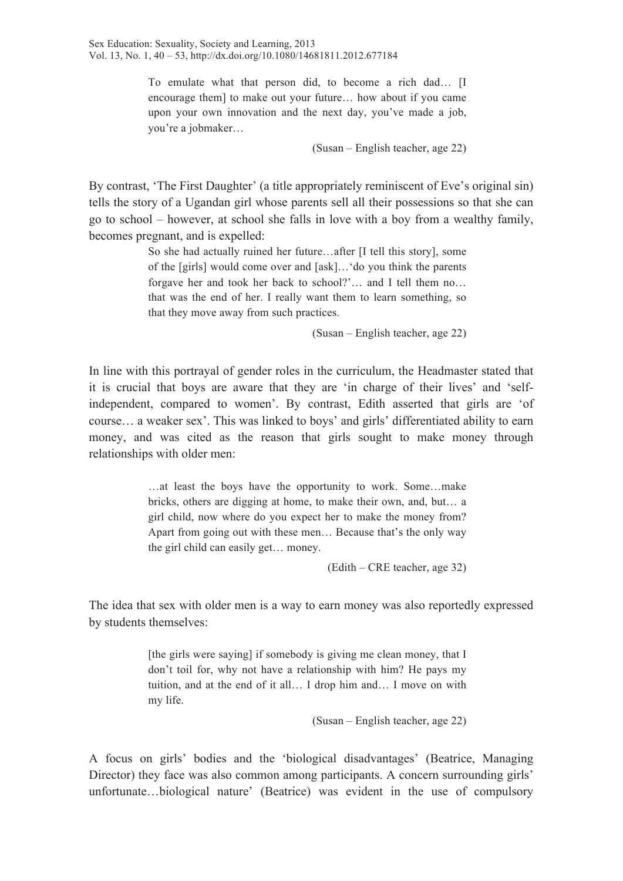> To emulate what that person did, to become a rich dad… [I encourage them] to make out your future… how about if you came upon your own innovation and the next day, you've made a job, you're a jobmaker…
>
> (Susan – English teacher, age 22)

By contrast, 'The First Daughter' (a title appropriately reminiscent of Eve's original sin) tells the story of a Ugandan girl whose parents sell all their possessions so that she can go to school – however, at school she falls in love with a boy from a wealthy family, becomes pregnant, and is expelled:

> So she had actually ruined her future…after [I tell this story], some of the [girls] would come over and [ask]…'do you think the parents forgave her and took her back to school?'… and I tell them no… that was the end of her. I really want them to learn something, so that they move away from such practices.
>
> (Susan – English teacher, age 22)

In line with this portrayal of gender roles in the curriculum, the Headmaster stated that it is crucial that boys are aware that they are 'in charge of their lives' and 'self-independent, compared to women'. By contrast, Edith asserted that girls are 'of course… a weaker sex'. This was linked to boys' and girls' differentiated ability to earn money, and was cited as the reason that girls sought to make money through relationships with older men:

> …at least the boys have the opportunity to work. Some…make bricks, others are digging at home, to make their own, and, but… a girl child, now where do you expect her to make the money from? Apart from going out with these men… Because that's the only way the girl child can easily get… money.
>
> (Edith – CRE teacher, age 32)

The idea that sex with older men is a way to earn money was also reportedly expressed by students themselves:

> [the girls were saying] if somebody is giving me clean money, that I don't toil for, why not have a relationship with him? He pays my tuition, and at the end of it all… I drop him and… I move on with my life.
>
> (Susan – English teacher, age 22)

A focus on girls' bodies and the 'biological disadvantages' (Beatrice, Managing Director) they face was also common among participants. A concern surrounding girls' unfortunate…biological nature' (Beatrice) was evident in the use of compulsory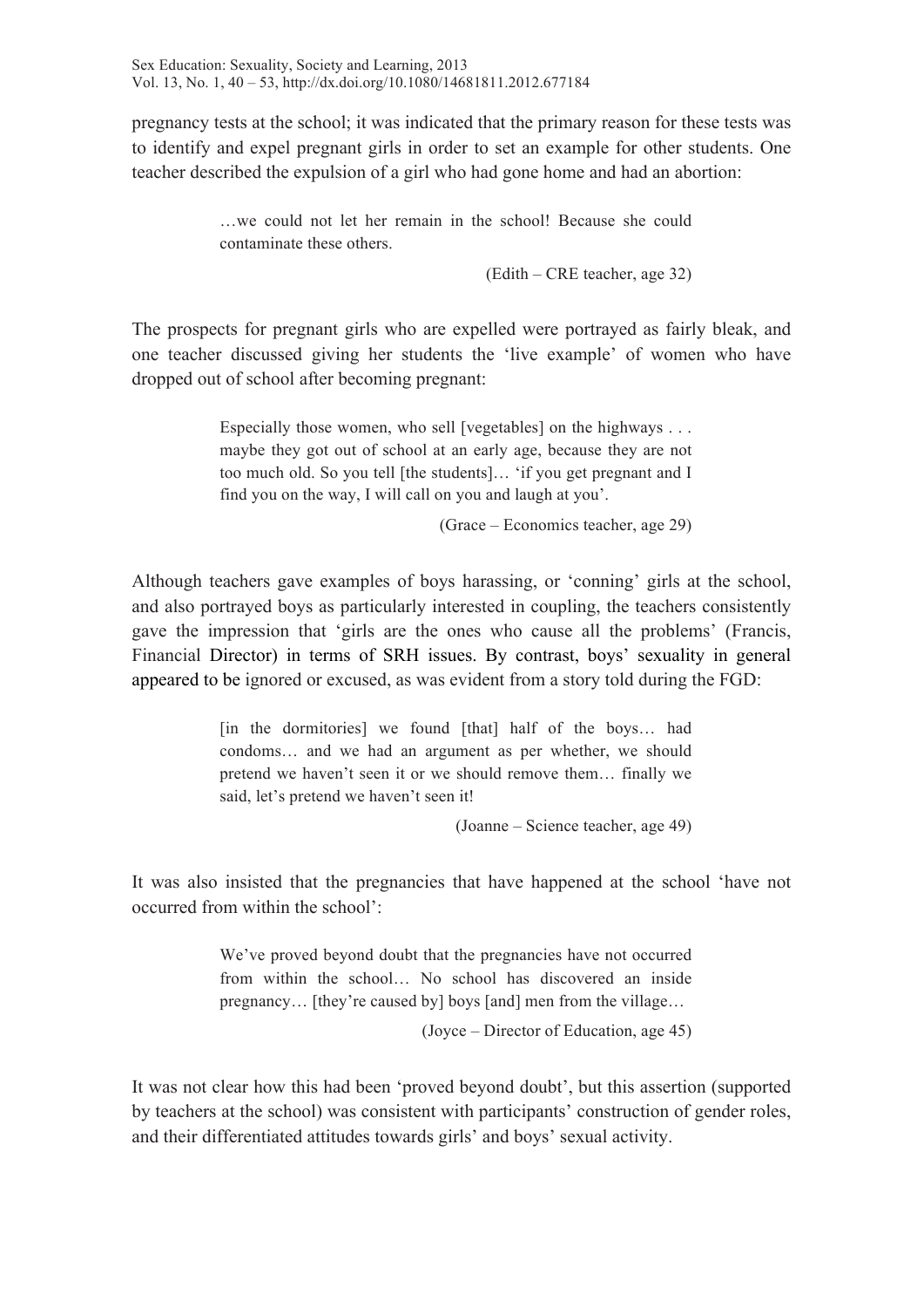pregnancy tests at the school; it was indicated that the primary reason for these tests was to identify and expel pregnant girls in order to set an example for other students. One teacher described the expulsion of a girl who had gone home and had an abortion:

> …we could not let her remain in the school! Because she could contaminate these others.
>
> (Edith – CRE teacher, age 32)

The prospects for pregnant girls who are expelled were portrayed as fairly bleak, and one teacher discussed giving her students the 'live example' of women who have dropped out of school after becoming pregnant:

> Especially those women, who sell [vegetables] on the highways . . . maybe they got out of school at an early age, because they are not too much old. So you tell [the students]… 'if you get pregnant and I find you on the way, I will call on you and laugh at you'.
>
> (Grace – Economics teacher, age 29)

Although teachers gave examples of boys harassing, or 'conning' girls at the school, and also portrayed boys as particularly interested in coupling, the teachers consistently gave the impression that 'girls are the ones who cause all the problems' (Francis, Financial Director) in terms of SRH issues. By contrast, boys' sexuality in general appeared to be ignored or excused, as was evident from a story told during the FGD:

> [in the dormitories] we found [that] half of the boys… had condoms… and we had an argument as per whether, we should pretend we haven't seen it or we should remove them… finally we said, let's pretend we haven't seen it!
>
> (Joanne – Science teacher, age 49)

It was also insisted that the pregnancies that have happened at the school 'have not occurred from within the school':

> We've proved beyond doubt that the pregnancies have not occurred from within the school… No school has discovered an inside pregnancy… [they're caused by] boys [and] men from the village…
>
> (Joyce – Director of Education, age 45)

It was not clear how this had been 'proved beyond doubt', but this assertion (supported by teachers at the school) was consistent with participants' construction of gender roles, and their differentiated attitudes towards girls' and boys' sexual activity.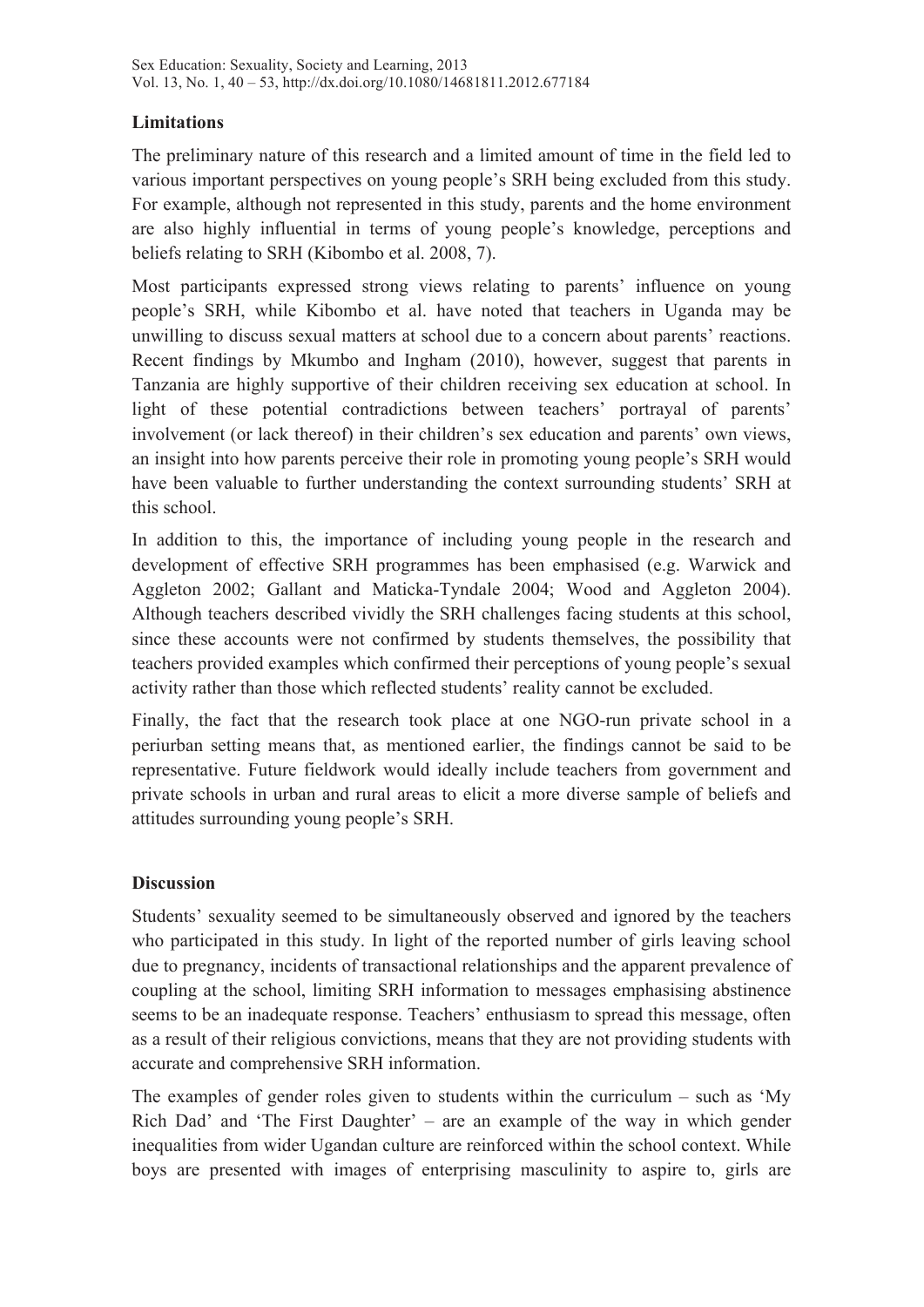## Limitations

The preliminary nature of this research and a limited amount of time in the field led to various important perspectives on young people's SRH being excluded from this study. For example, although not represented in this study, parents and the home environment are also highly influential in terms of young people's knowledge, perceptions and beliefs relating to SRH (Kibombo et al. 2008, 7).

Most participants expressed strong views relating to parents' influence on young people's SRH, while Kibombo et al. have noted that teachers in Uganda may be unwilling to discuss sexual matters at school due to a concern about parents' reactions. Recent findings by Mkumbo and Ingham (2010), however, suggest that parents in Tanzania are highly supportive of their children receiving sex education at school. In light of these potential contradictions between teachers' portrayal of parents' involvement (or lack thereof) in their children's sex education and parents' own views, an insight into how parents perceive their role in promoting young people's SRH would have been valuable to further understanding the context surrounding students' SRH at this school.

In addition to this, the importance of including young people in the research and development of effective SRH programmes has been emphasised (e.g. Warwick and Aggleton 2002; Gallant and Maticka-Tyndale 2004; Wood and Aggleton 2004). Although teachers described vividly the SRH challenges facing students at this school, since these accounts were not confirmed by students themselves, the possibility that teachers provided examples which confirmed their perceptions of young people's sexual activity rather than those which reflected students' reality cannot be excluded.

Finally, the fact that the research took place at one NGO-run private school in a periurban setting means that, as mentioned earlier, the findings cannot be said to be representative. Future fieldwork would ideally include teachers from government and private schools in urban and rural areas to elicit a more diverse sample of beliefs and attitudes surrounding young people's SRH.

## Discussion

Students' sexuality seemed to be simultaneously observed and ignored by the teachers who participated in this study. In light of the reported number of girls leaving school due to pregnancy, incidents of transactional relationships and the apparent prevalence of coupling at the school, limiting SRH information to messages emphasising abstinence seems to be an inadequate response. Teachers' enthusiasm to spread this message, often as a result of their religious convictions, means that they are not providing students with accurate and comprehensive SRH information.

The examples of gender roles given to students within the curriculum – such as 'My Rich Dad' and 'The First Daughter' – are an example of the way in which gender inequalities from wider Ugandan culture are reinforced within the school context. While boys are presented with images of enterprising masculinity to aspire to, girls are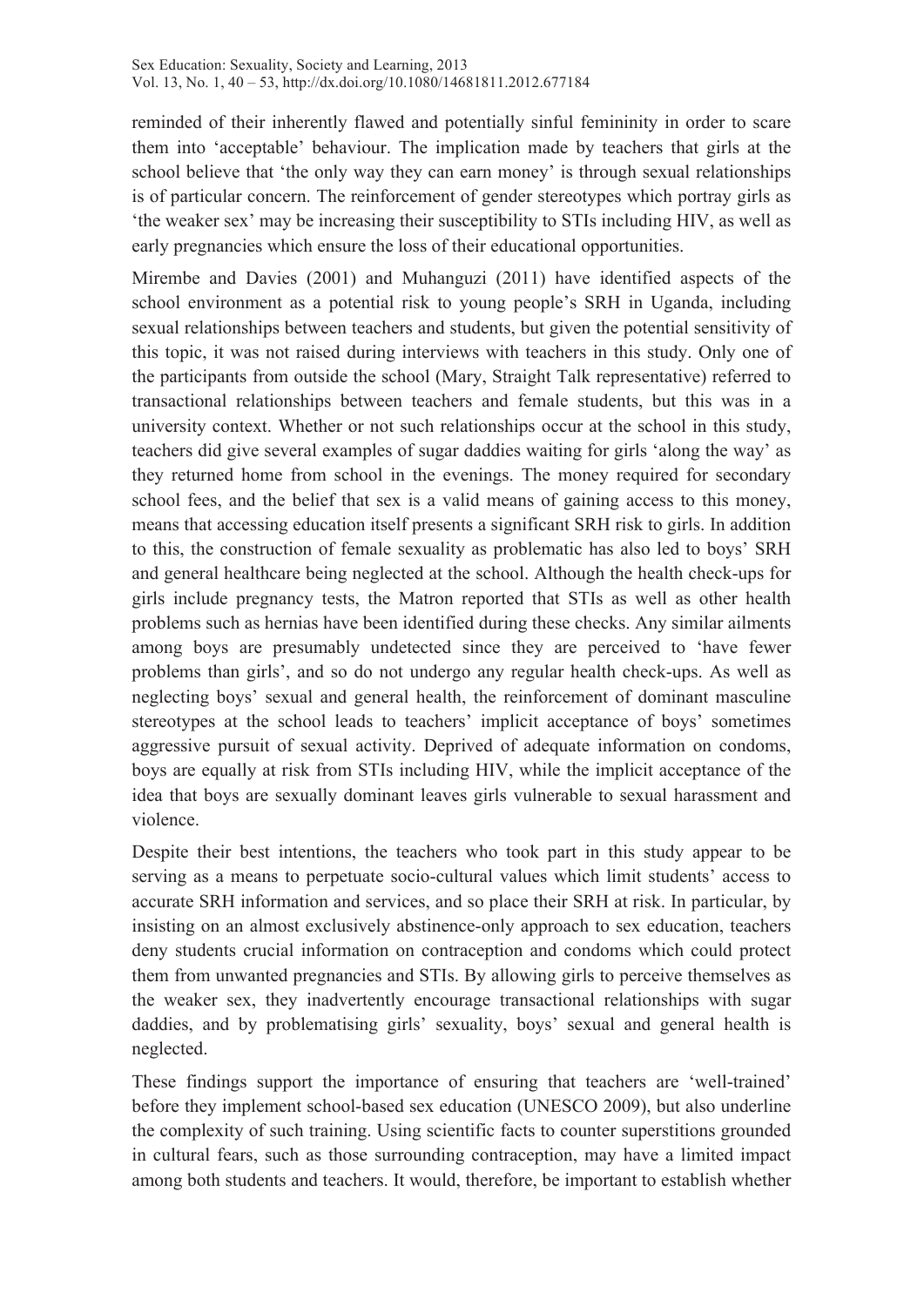reminded of their inherently flawed and potentially sinful femininity in order to scare them into 'acceptable' behaviour. The implication made by teachers that girls at the school believe that 'the only way they can earn money' is through sexual relationships is of particular concern. The reinforcement of gender stereotypes which portray girls as 'the weaker sex' may be increasing their susceptibility to STIs including HIV, as well as early pregnancies which ensure the loss of their educational opportunities.

Mirembe and Davies (2001) and Muhanguzi (2011) have identified aspects of the school environment as a potential risk to young people's SRH in Uganda, including sexual relationships between teachers and students, but given the potential sensitivity of this topic, it was not raised during interviews with teachers in this study. Only one of the participants from outside the school (Mary, Straight Talk representative) referred to transactional relationships between teachers and female students, but this was in a university context. Whether or not such relationships occur at the school in this study, teachers did give several examples of sugar daddies waiting for girls 'along the way' as they returned home from school in the evenings. The money required for secondary school fees, and the belief that sex is a valid means of gaining access to this money, means that accessing education itself presents a significant SRH risk to girls. In addition to this, the construction of female sexuality as problematic has also led to boys' SRH and general healthcare being neglected at the school. Although the health check-ups for girls include pregnancy tests, the Matron reported that STIs as well as other health problems such as hernias have been identified during these checks. Any similar ailments among boys are presumably undetected since they are perceived to 'have fewer problems than girls', and so do not undergo any regular health check-ups. As well as neglecting boys' sexual and general health, the reinforcement of dominant masculine stereotypes at the school leads to teachers' implicit acceptance of boys' sometimes aggressive pursuit of sexual activity. Deprived of adequate information on condoms, boys are equally at risk from STIs including HIV, while the implicit acceptance of the idea that boys are sexually dominant leaves girls vulnerable to sexual harassment and violence.

Despite their best intentions, the teachers who took part in this study appear to be serving as a means to perpetuate socio-cultural values which limit students' access to accurate SRH information and services, and so place their SRH at risk. In particular, by insisting on an almost exclusively abstinence-only approach to sex education, teachers deny students crucial information on contraception and condoms which could protect them from unwanted pregnancies and STIs. By allowing girls to perceive themselves as the weaker sex, they inadvertently encourage transactional relationships with sugar daddies, and by problematising girls' sexuality, boys' sexual and general health is neglected.

These findings support the importance of ensuring that teachers are 'well-trained' before they implement school-based sex education (UNESCO 2009), but also underline the complexity of such training. Using scientific facts to counter superstitions grounded in cultural fears, such as those surrounding contraception, may have a limited impact among both students and teachers. It would, therefore, be important to establish whether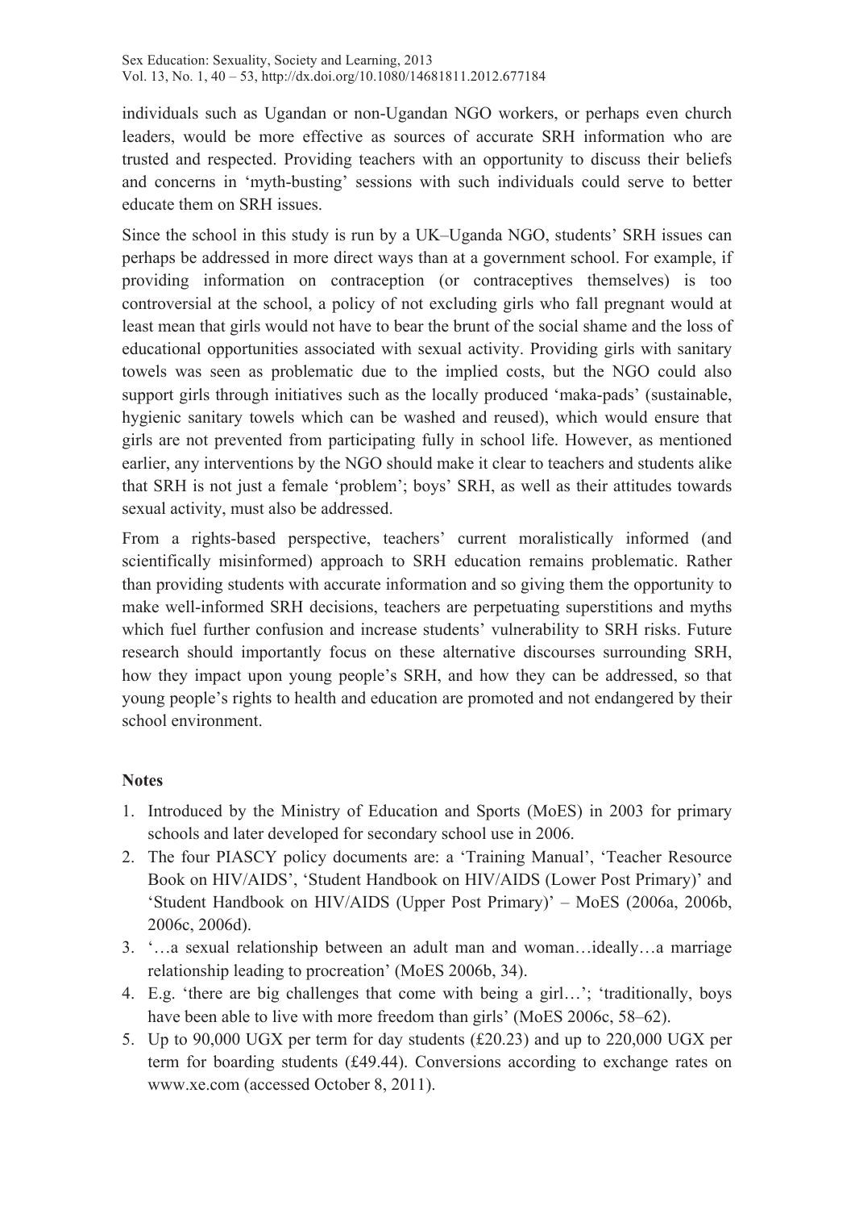individuals such as Ugandan or non-Ugandan NGO workers, or perhaps even church leaders, would be more effective as sources of accurate SRH information who are trusted and respected. Providing teachers with an opportunity to discuss their beliefs and concerns in 'myth-busting' sessions with such individuals could serve to better educate them on SRH issues.

Since the school in this study is run by a UK–Uganda NGO, students' SRH issues can perhaps be addressed in more direct ways than at a government school. For example, if providing information on contraception (or contraceptives themselves) is too controversial at the school, a policy of not excluding girls who fall pregnant would at least mean that girls would not have to bear the brunt of the social shame and the loss of educational opportunities associated with sexual activity. Providing girls with sanitary towels was seen as problematic due to the implied costs, but the NGO could also support girls through initiatives such as the locally produced 'maka-pads' (sustainable, hygienic sanitary towels which can be washed and reused), which would ensure that girls are not prevented from participating fully in school life. However, as mentioned earlier, any interventions by the NGO should make it clear to teachers and students alike that SRH is not just a female 'problem'; boys' SRH, as well as their attitudes towards sexual activity, must also be addressed.

From a rights-based perspective, teachers' current moralistically informed (and scientifically misinformed) approach to SRH education remains problematic. Rather than providing students with accurate information and so giving them the opportunity to make well-informed SRH decisions, teachers are perpetuating superstitions and myths which fuel further confusion and increase students' vulnerability to SRH risks. Future research should importantly focus on these alternative discourses surrounding SRH, how they impact upon young people's SRH, and how they can be addressed, so that young people's rights to health and education are promoted and not endangered by their school environment.

## Notes

1. Introduced by the Ministry of Education and Sports (MoES) in 2003 for primary schools and later developed for secondary school use in 2006.
2. The four PIASCY policy documents are: a 'Training Manual', 'Teacher Resource Book on HIV/AIDS', 'Student Handbook on HIV/AIDS (Lower Post Primary)' and 'Student Handbook on HIV/AIDS (Upper Post Primary)' – MoES (2006a, 2006b, 2006c, 2006d).
3. '…a sexual relationship between an adult man and woman…ideally…a marriage relationship leading to procreation' (MoES 2006b, 34).
4. E.g. 'there are big challenges that come with being a girl…'; 'traditionally, boys have been able to live with more freedom than girls' (MoES 2006c, 58–62).
5. Up to 90,000 UGX per term for day students (£20.23) and up to 220,000 UGX per term for boarding students (£49.44). Conversions according to exchange rates on www.xe.com (accessed October 8, 2011).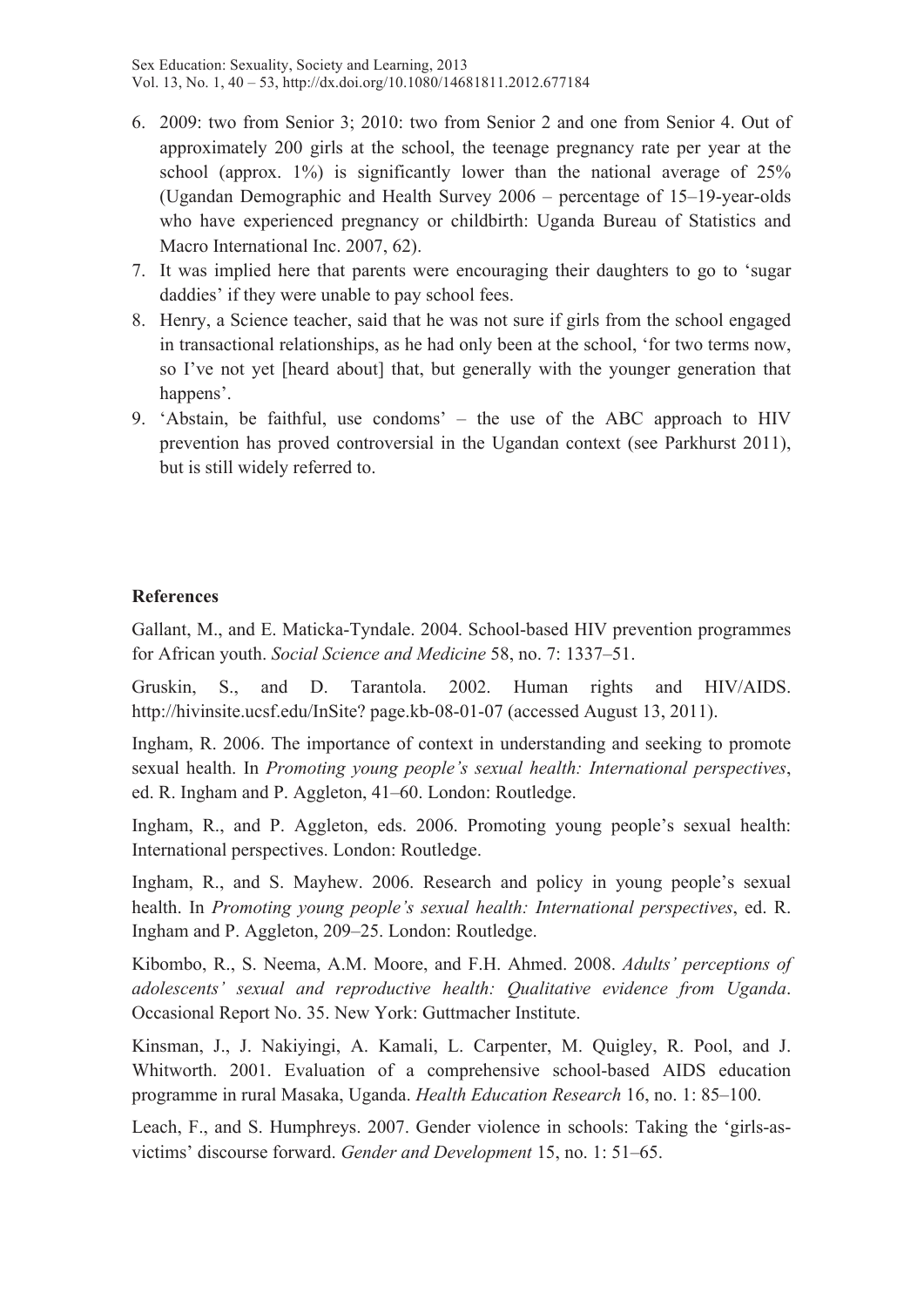6. 2009: two from Senior 3; 2010: two from Senior 2 and one from Senior 4. Out of approximately 200 girls at the school, the teenage pregnancy rate per year at the school (approx. 1%) is significantly lower than the national average of 25% (Ugandan Demographic and Health Survey 2006 – percentage of 15–19-year-olds who have experienced pregnancy or childbirth: Uganda Bureau of Statistics and Macro International Inc. 2007, 62).
7. It was implied here that parents were encouraging their daughters to go to 'sugar daddies' if they were unable to pay school fees.
8. Henry, a Science teacher, said that he was not sure if girls from the school engaged in transactional relationships, as he had only been at the school, 'for two terms now, so I've not yet [heard about] that, but generally with the younger generation that happens'.
9. 'Abstain, be faithful, use condoms' – the use of the ABC approach to HIV prevention has proved controversial in the Ugandan context (see Parkhurst 2011), but is still widely referred to.

## References

Gallant, M., and E. Maticka-Tyndale. 2004. School-based HIV prevention programmes for African youth. *Social Science and Medicine* 58, no. 7: 1337–51.

Gruskin, S., and D. Tarantola. 2002. Human rights and HIV/AIDS. http://hivinsite.ucsf.edu/InSite? page.kb-08-01-07 (accessed August 13, 2011).

Ingham, R. 2006. The importance of context in understanding and seeking to promote sexual health. In *Promoting young people's sexual health: International perspectives*, ed. R. Ingham and P. Aggleton, 41–60. London: Routledge.

Ingham, R., and P. Aggleton, eds. 2006. Promoting young people's sexual health: International perspectives. London: Routledge.

Ingham, R., and S. Mayhew. 2006. Research and policy in young people's sexual health. In *Promoting young people's sexual health: International perspectives*, ed. R. Ingham and P. Aggleton, 209–25. London: Routledge.

Kibombo, R., S. Neema, A.M. Moore, and F.H. Ahmed. 2008. *Adults' perceptions of adolescents' sexual and reproductive health: Qualitative evidence from Uganda*. Occasional Report No. 35. New York: Guttmacher Institute.

Kinsman, J., J. Nakiyingi, A. Kamali, L. Carpenter, M. Quigley, R. Pool, and J. Whitworth. 2001. Evaluation of a comprehensive school-based AIDS education programme in rural Masaka, Uganda. *Health Education Research* 16, no. 1: 85–100.

Leach, F., and S. Humphreys. 2007. Gender violence in schools: Taking the 'girls-as-victims' discourse forward. *Gender and Development* 15, no. 1: 51–65.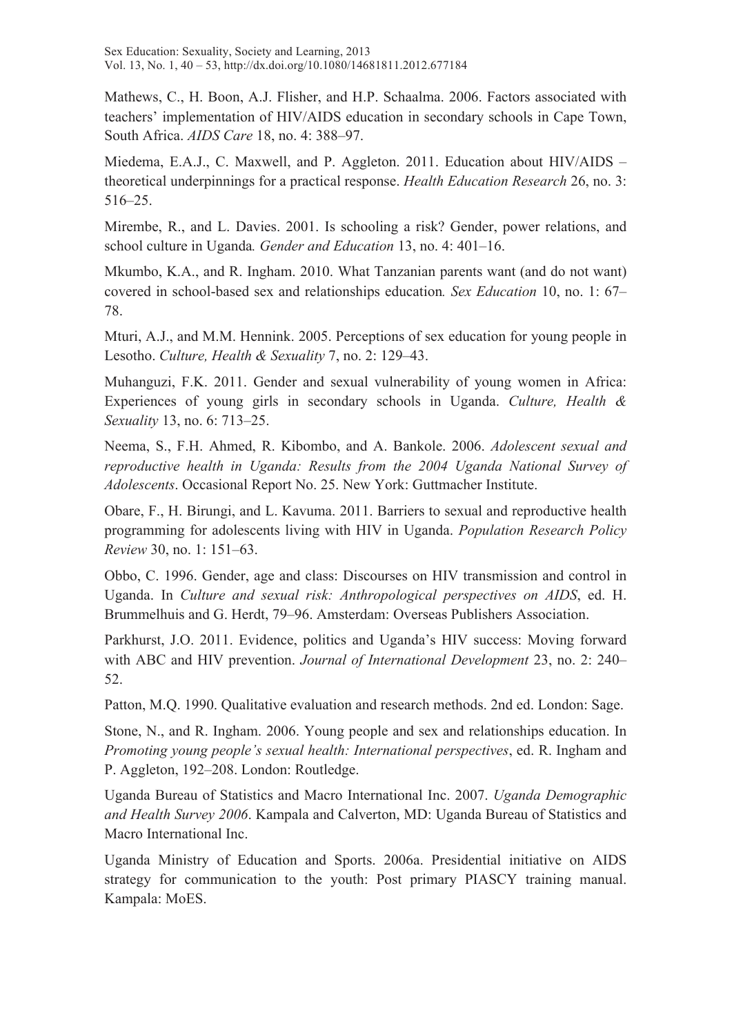Mathews, C., H. Boon, A.J. Flisher, and H.P. Schaalma. 2006. Factors associated with teachers' implementation of HIV/AIDS education in secondary schools in Cape Town, South Africa. *AIDS Care* 18, no. 4: 388–97.

Miedema, E.A.J., C. Maxwell, and P. Aggleton. 2011. Education about HIV/AIDS – theoretical underpinnings for a practical response. *Health Education Research* 26, no. 3: 516–25.

Mirembe, R., and L. Davies. 2001. Is schooling a risk? Gender, power relations, and school culture in Uganda. *Gender and Education* 13, no. 4: 401–16.

Mkumbo, K.A., and R. Ingham. 2010. What Tanzanian parents want (and do not want) covered in school-based sex and relationships education. *Sex Education* 10, no. 1: 67–78.

Mturi, A.J., and M.M. Hennink. 2005. Perceptions of sex education for young people in Lesotho. *Culture, Health & Sexuality* 7, no. 2: 129–43.

Muhanguzi, F.K. 2011. Gender and sexual vulnerability of young women in Africa: Experiences of young girls in secondary schools in Uganda. *Culture, Health & Sexuality* 13, no. 6: 713–25.

Neema, S., F.H. Ahmed, R. Kibombo, and A. Bankole. 2006. *Adolescent sexual and reproductive health in Uganda: Results from the 2004 Uganda National Survey of Adolescents*. Occasional Report No. 25. New York: Guttmacher Institute.

Obare, F., H. Birungi, and L. Kavuma. 2011. Barriers to sexual and reproductive health programming for adolescents living with HIV in Uganda. *Population Research Policy Review* 30, no. 1: 151–63.

Obbo, C. 1996. Gender, age and class: Discourses on HIV transmission and control in Uganda. In *Culture and sexual risk: Anthropological perspectives on AIDS*, ed. H. Brummelhuis and G. Herdt, 79–96. Amsterdam: Overseas Publishers Association.

Parkhurst, J.O. 2011. Evidence, politics and Uganda's HIV success: Moving forward with ABC and HIV prevention. *Journal of International Development* 23, no. 2: 240–52.

Patton, M.Q. 1990. Qualitative evaluation and research methods. 2nd ed. London: Sage.

Stone, N., and R. Ingham. 2006. Young people and sex and relationships education. In *Promoting young people's sexual health: International perspectives*, ed. R. Ingham and P. Aggleton, 192–208. London: Routledge.

Uganda Bureau of Statistics and Macro International Inc. 2007. *Uganda Demographic and Health Survey 2006*. Kampala and Calverton, MD: Uganda Bureau of Statistics and Macro International Inc.

Uganda Ministry of Education and Sports. 2006a. Presidential initiative on AIDS strategy for communication to the youth: Post primary PIASCY training manual. Kampala: MoES.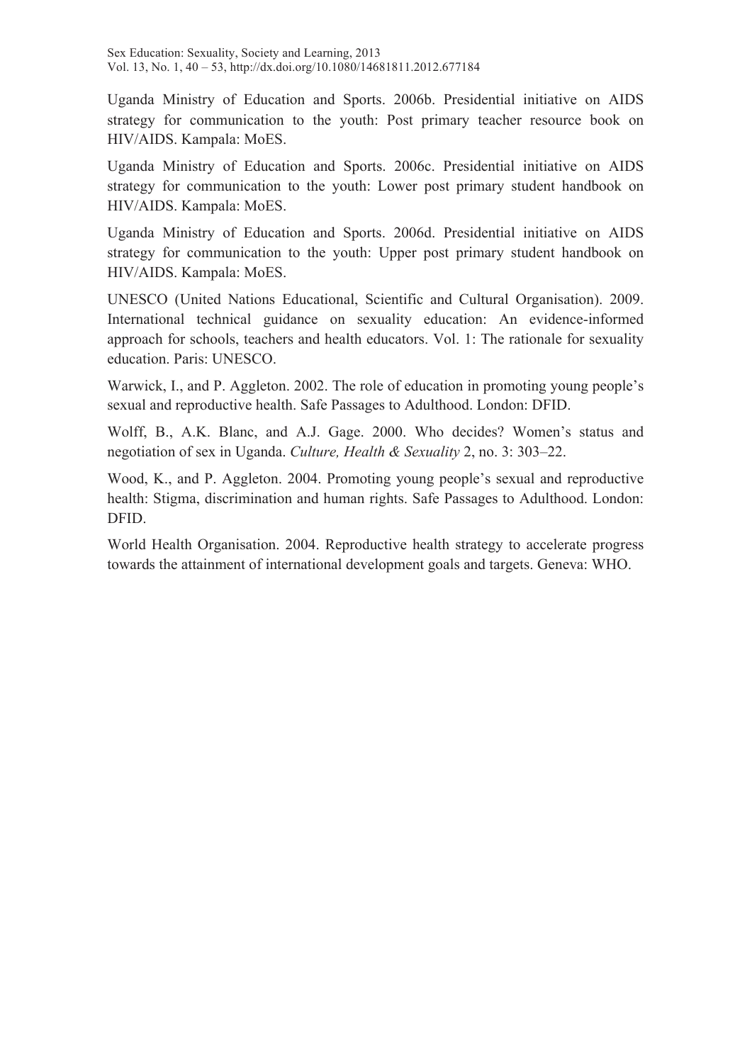Uganda Ministry of Education and Sports. 2006b. Presidential initiative on AIDS strategy for communication to the youth: Post primary teacher resource book on HIV/AIDS. Kampala: MoES.

Uganda Ministry of Education and Sports. 2006c. Presidential initiative on AIDS strategy for communication to the youth: Lower post primary student handbook on HIV/AIDS. Kampala: MoES.

Uganda Ministry of Education and Sports. 2006d. Presidential initiative on AIDS strategy for communication to the youth: Upper post primary student handbook on HIV/AIDS. Kampala: MoES.

UNESCO (United Nations Educational, Scientific and Cultural Organisation). 2009. International technical guidance on sexuality education: An evidence-informed approach for schools, teachers and health educators. Vol. 1: The rationale for sexuality education. Paris: UNESCO.

Warwick, I., and P. Aggleton. 2002. The role of education in promoting young people's sexual and reproductive health. Safe Passages to Adulthood. London: DFID.

Wolff, B., A.K. Blanc, and A.J. Gage. 2000. Who decides? Women's status and negotiation of sex in Uganda. *Culture, Health & Sexuality* 2, no. 3: 303–22.

Wood, K., and P. Aggleton. 2004. Promoting young people's sexual and reproductive health: Stigma, discrimination and human rights. Safe Passages to Adulthood. London: DFID.

World Health Organisation. 2004. Reproductive health strategy to accelerate progress towards the attainment of international development goals and targets. Geneva: WHO.